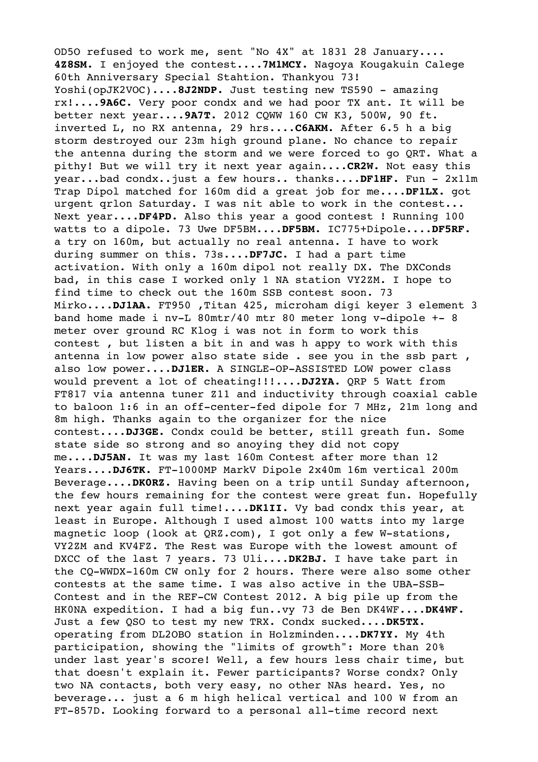OD5O refused to work me, sent "No 4X" at 1831 28 January.... **4Z8SM.** I enjoyed the contest....**7M1MCY.** Nagoya Kougakuin Calege 60th Anniversary Special Stahtion. Thankyou 73! Yoshi(opJK2VOC)....**8J2NDP.** Just testing new TS590 - amazing rx!....**9A6C.** Very poor condx and we had poor TX ant. It will be better next year....**9A7T.** 2012 CQWW 160 CW K3, 500W, 90 ft. inverted L, no RX antenna, 29 hrs....**C6AKM.** After 6.5 h a big storm destroyed our 23m high ground plane. No chance to repair the antenna during the storm and we were forced to go QRT. What a pithy! But we will try it next year again....**CR2W.** Not easy this year...bad condx..just a few hours.. thanks....**DF1HF.** Fun - 2x11m Trap Dipol matched for 160m did a great job for me....**DF1LX.** got urgent qrlon Saturday. I was nit able to work in the contest... Next year....**DF4PD.** Also this year a good contest ! Running 100 watts to a dipole. 73 Uwe DF5BM....**DF5BM.** IC775+Dipole....**DF5RF.** a try on 160m, but actually no real antenna. I have to work during summer on this. 73s....**DF7JC.** I had a part time activation. With only a 160m dipol not really DX. The DXConds bad, in this case I worked only 1 NA station VY2ZM. I hope to find time to check out the 160m SSB contest soon. 73 Mirko....**DJ1AA.** FT950 ,Titan 425, microham digi keyer 3 element 3 band home made i nv-L 80mtr/40 mtr 80 meter long v-dipole +- 8 meter over ground RC Klog i was not in form to work this contest , but listen a bit in and was h appy to work with this antenna in low power also state side . see you in the ssb part , also low power....**DJ1ER.** A SINGLE-OP-ASSISTED LOW power class would prevent a lot of cheating!!!....**DJ2YA.** QRP 5 Watt from FT817 via antenna tuner Z11 and inductivity through coaxial cable to baloon 1:6 in an off-center-fed dipole for 7 MHz, 21m long and 8m high. Thanks again to the organizer for the nice contest....**DJ3GE.** Condx could be better, still greath fun. Some state side so strong and so anoying they did not copy me....**DJ5AN.** It was my last 160m Contest after more than 12 Years....**DJ6TK.** FT-1000MP MarkV Dipole 2x40m 16m vertical 200m Beverage....**DK0RZ.** Having been on a trip until Sunday afternoon, the few hours remaining for the contest were great fun. Hopefully next year again full time!....**DK1II.** Vy bad condx this year, at least in Europe. Although I used almost 100 watts into my large magnetic loop (look at QRZ.com), I got only a few W-stations, VY2ZM and KV4FZ. The Rest was Europe with the lowest amount of DXCC of the last 7 years. 73 Uli....**DK2BJ.** I have take part in the CQ-WWDX-160m CW only for 2 hours. There were also some other contests at the same time. I was also active in the UBA-SSB-Contest and in the REF-CW Contest 2012. A big pile up from the HK0NA expedition. I had a big fun..vy 73 de Ben DK4WF....**DK4WF.** Just a few QSO to test my new TRX. Condx sucked....**DK5TX.** operating from DL2OBO station in Holzminden....**DK7YY.** My 4th participation, showing the "limits of growth": More than 20% under last year's score! Well, a few hours less chair time, but that doesn't explain it. Fewer participants? Worse condx? Only two NA contacts, both very easy, no other NAs heard. Yes, no beverage... just a 6 m high helical vertical and 100 W from an FT-857D. Looking forward to a personal all-time record next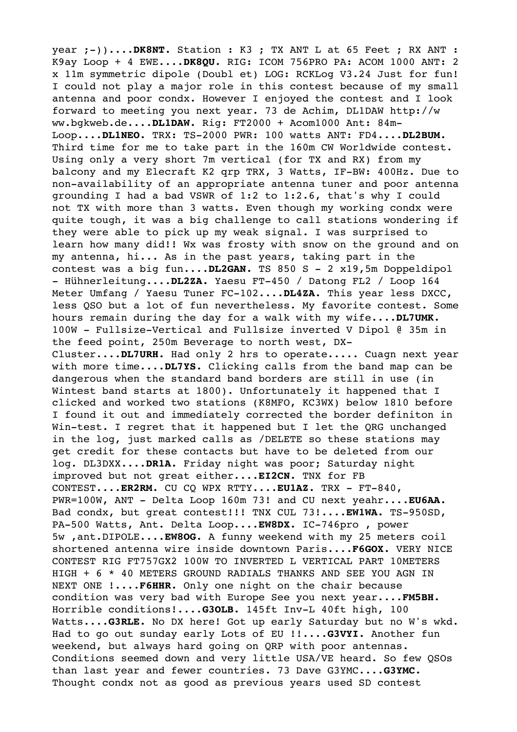year ;-))....**DK8NT.** Station : K3 ; TX ANT L at 65 Feet ; RX ANT : K9ay Loop + 4 EWE....**DK8QU.** RIG: ICOM 756PRO PA: ACOM 1000 ANT: 2 x 11m symmetric dipole (Doubl et) LOG: RCKLog V3.24 Just for fun! I could not play a major role in this contest because of my small antenna and poor condx. However I enjoyed the contest and I look forward to meeting you next year. 73 de Achim, DL1DAW http://www.bgkweb.de....**DL1DAW.** Rig: FT2000 + Acom1000 Ant: 84m-Loop....**DL1NEO.** TRX: TS-2000 PWR: 100 watts ANT: FD4....**DL2BUM.** Third time for me to take part in the 160m CW Worldwide contest. Using only a very short 7m vertical (for TX and RX) from my balcony and my Elecraft K2 qrp TRX, 3 Watts, IF-BW: 400Hz. Due to non-availability of an appropriate antenna tuner and poor antenna grounding I had a bad VSWR of 1:2 to 1:2.6, that's why I could not TX with more than 3 watts. Even though my working condx were quite tough, it was a big challenge to call stations wondering if they were able to pick up my weak signal. I was surprised to learn how many did!! Wx was frosty with snow on the ground and on my antenna, hi... As in the past years, taking part in the contest was a big fun....**DL2GAN.** TS 850 S - 2 x19,5m Doppeldipol - Hühnerleitung....**DL2ZA.** Yaesu FT-450 / Datong FL2 / Loop 164 Meter Umfang / Yaesu Tuner FC-102....**DL4ZA.** This year less DXCC, less QSO but a lot of fun nevertheless. My favorite contest. Some hours remain during the day for a walk with my wife....**DL7UMK.** 100W - Fullsize-Vertical and Fullsize inverted V Dipol @ 35m in the feed point, 250m Beverage to north west, DX-Cluster....**DL7URH.** Had only 2 hrs to operate..... Cuagn next year with more time....**DL7YS.** Clicking calls from the band map can be dangerous when the standard band borders are still in use (in Wintest band starts at 1800). Unfortunately it happened that I clicked and worked two stations (K8MFO, KC3WX) below 1810 before I found it out and immediately corrected the border definiton in Win-test. I regret that it happened but I let the QRG unchanged in the log, just marked calls as /DELETE so these stations may get credit for these contacts but have to be deleted from our log. DL3DXX....**DR1A.** Friday night was poor; Saturday night improved but not great either....**EI2CN.** TNX for FB CONTEST....**ER2RM.** CU CQ WPX RTTY....**EU1AZ.** TRX - FT-840, PWR=100W, ANT - Delta Loop 160m 73! and CU next yeahr....**EU6AA.** Bad condx, but great contest!!! TNX CUL 73!....**EW1WA.** TS-950SD, PA-500 Watts, Ant. Delta Loop....**EW8DX.** IC-746pro , power 5w ,ant.DIPOLE....**EW8OG.** A funny weekend with my 25 meters coil shortened antenna wire inside downtown Paris....**F6GOX.** VERY NICE CONTEST RIG FT757GX2 100W TO INVERTED L VERTICAL PART 10METERS HIGH + 6 * 40 METERS GROUND RADIALS THANKS AND SEE YOU AGN IN NEXT ONE !....**F6HHR.** Only one night on the chair because condition was very bad with Europe See you next year....**FM5BH.** Horrible conditions!....**G3OLB.** 145ft Inv-L 40ft high, 100 Watts....**G3RLE.** No DX here! Got up early Saturday but no W's wkd. Had to go out sunday early Lots of EU !!....**G3VYI.** Another fun weekend, but always hard going on QRP with poor antennas. Conditions seemed down and very little USA/VE heard. So few QSOs than last year and fewer countries. 73 Dave G3YMC....**G3YMC.** Thought condx not as good as previous years used SD contest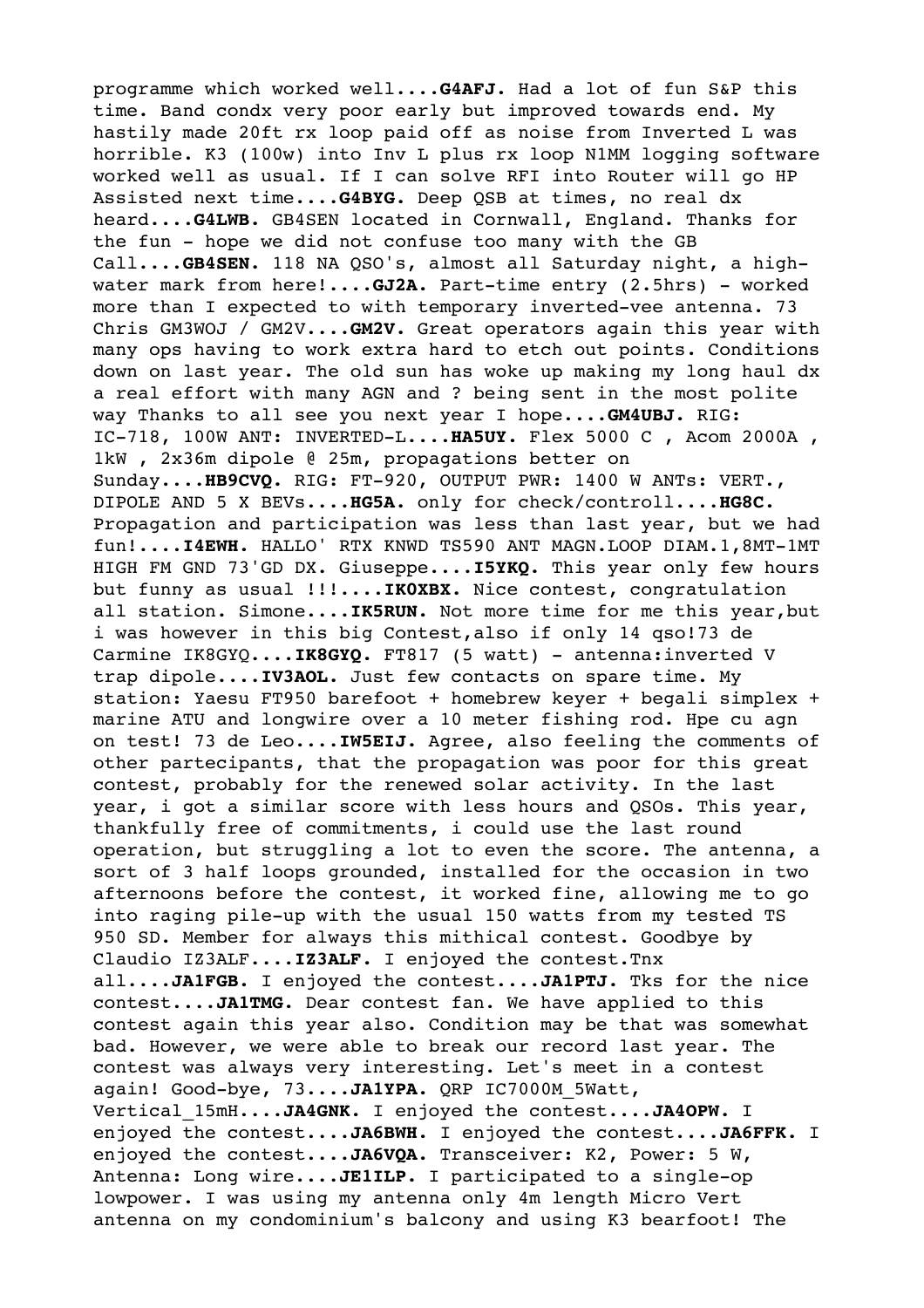programme which worked well....**G4AFJ.** Had a lot of fun S&P this time. Band condx very poor early but improved towards end. My hastily made 20ft rx loop paid off as noise from Inverted L was horrible. K3 (100w) into Inv L plus rx loop N1MM logging software worked well as usual. If I can solve RFI into Router will go HP Assisted next time....**G4BYG.** Deep QSB at times, no real dx heard....**G4LWB.** GB4SEN located in Cornwall, England. Thanks for the fun - hope we did not confuse too many with the GB Call....**GB4SEN.** 118 NA QSO's, almost all Saturday night, a high-water mark from here!....**GJ2A.** Part-time entry (2.5hrs) - worked more than I expected to with temporary inverted-vee antenna. 73 Chris GM3WOJ / GM2V....**GM2V.** Great operators again this year with many ops having to work extra hard to etch out points. Conditions down on last year. The old sun has woke up making my long haul dx a real effort with many AGN and ? being sent in the most polite way Thanks to all see you next year I hope....**GM4UBJ.** RIG: IC-718, 100W ANT: INVERTED-L....**HA5UY.** Flex 5000 C , Acom 2000A , 1kW , 2x36m dipole @ 25m, propagations better on Sunday....**HB9CVQ.** RIG: FT-920, OUTPUT PWR: 1400 W ANTs: VERT., DIPOLE AND 5 X BEVs....**HG5A.** only for check/controll....**HG8C.** Propagation and participation was less than last year, but we had fun!....**I4EWH.** HALLO' RTX KNWD TS590 ANT MAGN.LOOP DIAM.1,8MT-1MT HIGH FM GND 73'GD DX. Giuseppe....**I5YKQ.** This year only few hours but funny as usual !!!....**IK0XBX.** Nice contest, congratulation all station. Simone....**IK5RUN.** Not more time for me this year,but i was however in this big Contest,also if only 14 qso!73 de Carmine IK8GYQ....**IK8GYQ.** FT817 (5 watt) - antenna:inverted V trap dipole....**IV3AOL.** Just few contacts on spare time. My station: Yaesu FT950 barefoot + homebrew keyer + begali simplex + marine ATU and longwire over a 10 meter fishing rod. Hpe cu agn on test! 73 de Leo....**IW5EIJ.** Agree, also feeling the comments of other partecipants, that the propagation was poor for this great contest, probably for the renewed solar activity. In the last year, i got a similar score with less hours and QSOs. This year, thankfully free of commitments, i could use the last round operation, but struggling a lot to even the score. The antenna, a sort of 3 half loops grounded, installed for the occasion in two afternoons before the contest, it worked fine, allowing me to go into raging pile-up with the usual 150 watts from my tested TS 950 SD. Member for always this mithical contest. Goodbye by Claudio IZ3ALF....**IZ3ALF.** I enjoyed the contest.Tnx all....**JA1FGB.** I enjoyed the contest....**JA1PTJ.** Tks for the nice contest....**JA1TMG.** Dear contest fan. We have applied to this contest again this year also. Condition may be that was somewhat bad. However, we were able to break our record last year. The contest was always very interesting. Let's meet in a contest again! Good-bye, 73....**JA1YPA.** QRP IC7000M_5Watt, Vertical_15mH....**JA4GNK.** I enjoyed the contest....**JA4OPW.** I enjoyed the contest....**JA6BWH.** I enjoyed the contest....**JA6FFK.** I enjoyed the contest....**JA6VQA.** Transceiver: K2, Power: 5 W, Antenna: Long wire....**JE1ILP.** I participated to a single-op lowpower. I was using my antenna only 4m length Micro Vert antenna on my condominium's balcony and using K3 bearfoot! The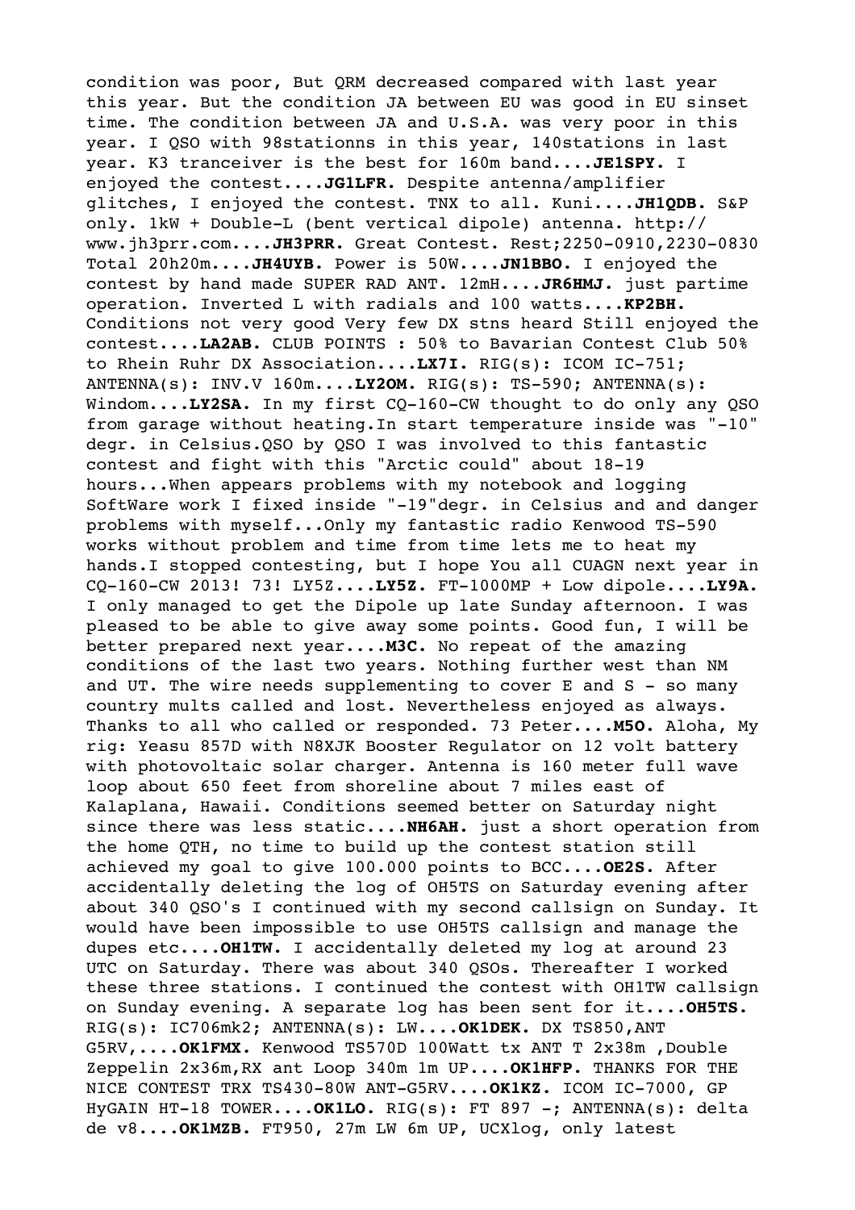condition was poor, But QRM decreased compared with last year this year. But the condition JA between EU was good in EU sinset time. The condition between JA and U.S.A. was very poor in this year. I QSO with 98stationns in this year, 140stations in last year. K3 tranceiver is the best for 160m band....**JE1SPY.** I enjoyed the contest....**JG1LFR.** Despite antenna/amplifier glitches, I enjoyed the contest. TNX to all. Kuni....**JH1QDB.** S&P only. 1kW + Double-L (bent vertical dipole) antenna. http://www.jh3prr.com....**JH3PRR.** Great Contest. Rest;2250-0910,2230-0830 Total 20h20m....**JH4UYB.** Power is 50W....**JN1BBO.** I enjoyed the contest by hand made SUPER RAD ANT. 12mH....**JR6HMJ.** just partime operation. Inverted L with radials and 100 watts....**KP2BH.** Conditions not very good Very few DX stns heard Still enjoyed the contest....**LA2AB.** CLUB POINTS : 50% to Bavarian Contest Club 50% to Rhein Ruhr DX Association....**LX7I.** RIG(s): ICOM IC-751; ANTENNA(s): INV.V 160m....**LY2OM.** RIG(s): TS-590; ANTENNA(s): Windom....**LY2SA.** In my first CQ-160-CW thought to do only any QSO from garage without heating.In start temperature inside was "-10" degr. in Celsius.QSO by QSO I was involved to this fantastic contest and fight with this "Arctic could" about 18-19 hours...When appears problems with my notebook and logging SoftWare work I fixed inside "-19"degr. in Celsius and and danger problems with myself...Only my fantastic radio Kenwood TS-590 works without problem and time from time lets me to heat my hands.I stopped contesting, but I hope You all CUAGN next year in CQ-160-CW 2013! 73! LY5Z....**LY5Z.** FT-1000MP + Low dipole....**LY9A.** I only managed to get the Dipole up late Sunday afternoon. I was pleased to be able to give away some points. Good fun, I will be better prepared next year....**M3C.** No repeat of the amazing conditions of the last two years. Nothing further west than NM and UT. The wire needs supplementing to cover E and S - so many country mults called and lost. Nevertheless enjoyed as always. Thanks to all who called or responded. 73 Peter....**M5O.** Aloha, My rig: Yeasu 857D with N8XJK Booster Regulator on 12 volt battery with photovoltaic solar charger. Antenna is 160 meter full wave loop about 650 feet from shoreline about 7 miles east of Kalaplana, Hawaii. Conditions seemed better on Saturday night since there was less static....**NH6AH.** just a short operation from the home QTH, no time to build up the contest station still achieved my goal to give 100.000 points to BCC....**OE2S.** After accidentally deleting the log of OH5TS on Saturday evening after about 340 QSO's I continued with my second callsign on Sunday. It would have been impossible to use OH5TS callsign and manage the dupes etc....**OH1TW.** I accidentally deleted my log at around 23 UTC on Saturday. There was about 340 QSOs. Thereafter I worked these three stations. I continued the contest with OH1TW callsign on Sunday evening. A separate log has been sent for it....**OH5TS.** RIG(s): IC706mk2; ANTENNA(s): LW....**OK1DEK.** DX TS850,ANT G5RV,....**OK1FMX.** Kenwood TS570D 100Watt tx ANT T 2x38m ,Double Zeppelin 2x36m,RX ant Loop 340m 1m UP....**OK1HFP.** THANKS FOR THE NICE CONTEST TRX TS430-80W ANT-G5RV....**OK1KZ.** ICOM IC-7000, GP HyGAIN HT-18 TOWER....**OK1LO.** RIG(s): FT 897 -; ANTENNA(s): delta de v8....**OK1MZB.** FT950, 27m LW 6m UP, UCXlog, only latest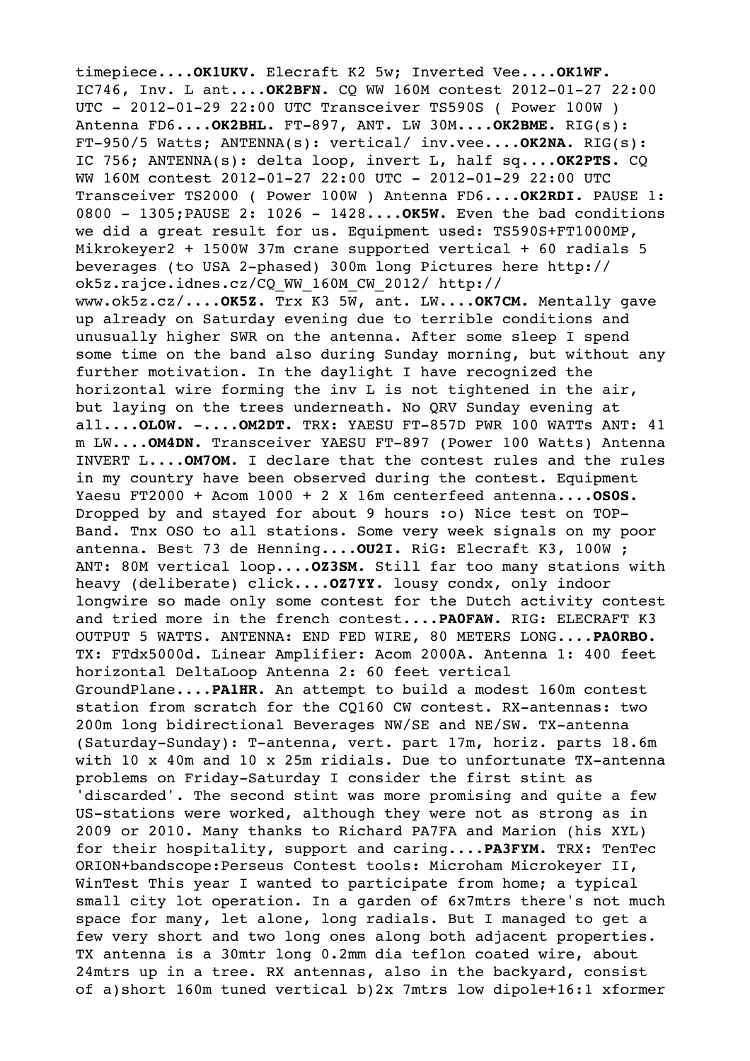timepiece....**OK1UKV.** Elecraft K2 5w; Inverted Vee....**OK1WF.** IC746, Inv. L ant....**OK2BFN.** CQ WW 160M contest 2012-01-27 22:00 UTC - 2012-01-29 22:00 UTC Transceiver TS590S ( Power 100W ) Antenna FD6....**OK2BHL.** FT-897, ANT. LW 30M....**OK2BME.** RIG(s): FT-950/5 Watts; ANTENNA(s): vertical/ inv.vee....**OK2NA.** RIG(s): IC 756; ANTENNA(s): delta loop, invert L, half sq....**OK2PTS.** CQ WW 160M contest 2012-01-27 22:00 UTC - 2012-01-29 22:00 UTC Transceiver TS2000 ( Power 100W ) Antenna FD6....**OK2RDI.** PAUSE 1: 0800 - 1305;PAUSE 2: 1026 - 1428....**OK5W.** Even the bad conditions we did a great result for us. Equipment used: TS590S+FT1000MP, Mikrokeyer2 + 1500W 37m crane supported vertical + 60 radials 5 beverages (to USA 2-phased) 300m long Pictures here http://ok5z.rajce.idnes.cz/CQ_WW_160M_CW_2012/ http://www.ok5z.cz/....**OK5Z.** Trx K3 5W, ant. LW....**OK7CM.** Mentally gave up already on Saturday evening due to terrible conditions and unusually higher SWR on the antenna. After some sleep I spend some time on the band also during Sunday morning, but without any further motivation. In the daylight I have recognized the horizontal wire forming the inv L is not tightened in the air, but laying on the trees underneath. No QRV Sunday evening at all....**OL0W.** -....**OM2DT.** TRX: YAESU FT-857D PWR 100 WATTs ANT: 41 m LW....**OM4DN.** Transceiver YAESU FT-897 (Power 100 Watts) Antenna INVERT L....**OM7OM.** I declare that the contest rules and the rules in my country have been observed during the contest. Equipment Yaesu FT2000 + Acom 1000 + 2 X 16m centerfeed antenna....**OS0S.** Dropped by and stayed for about 9 hours :o) Nice test on TOP-Band. Tnx OSO to all stations. Some very week signals on my poor antenna. Best 73 de Henning....**OU2I.** RiG: Elecraft K3, 100W ; ANT: 80M vertical loop....**OZ3SM.** Still far too many stations with heavy (deliberate) click....**OZ7YY.** lousy condx, only indoor longwire so made only some contest for the Dutch activity contest and tried more in the french contest....**PA0FAW.** RIG: ELECRAFT K3 OUTPUT 5 WATTS. ANTENNA: END FED WIRE, 80 METERS LONG....**PA0RBO.** TX: FTdx5000d. Linear Amplifier: Acom 2000A. Antenna 1: 400 feet horizontal DeltaLoop Antenna 2: 60 feet vertical GroundPlane....**PA1HR.** An attempt to build a modest 160m contest station from scratch for the CQ160 CW contest. RX-antennas: two 200m long bidirectional Beverages NW/SE and NE/SW. TX-antenna (Saturday-Sunday): T-antenna, vert. part 17m, horiz. parts 18.6m with 10 x 40m and 10 x 25m ridials. Due to unfortunate TX-antenna problems on Friday-Saturday I consider the first stint as 'discarded'. The second stint was more promising and quite a few US-stations were worked, although they were not as strong as in 2009 or 2010. Many thanks to Richard PA7FA and Marion (his XYL) for their hospitality, support and caring....**PA3FYM.** TRX: TenTec ORION+bandscope:Perseus Contest tools: Microham Microkeyer II, WinTest This year I wanted to participate from home; a typical small city lot operation. In a garden of 6x7mtrs there's not much space for many, let alone, long radials. But I managed to get a few very short and two long ones along both adjacent properties. TX antenna is a 30mtr long 0.2mm dia teflon coated wire, about 24mtrs up in a tree. RX antennas, also in the backyard, consist of a)short 160m tuned vertical b)2x 7mtrs low dipole+16:1 xformer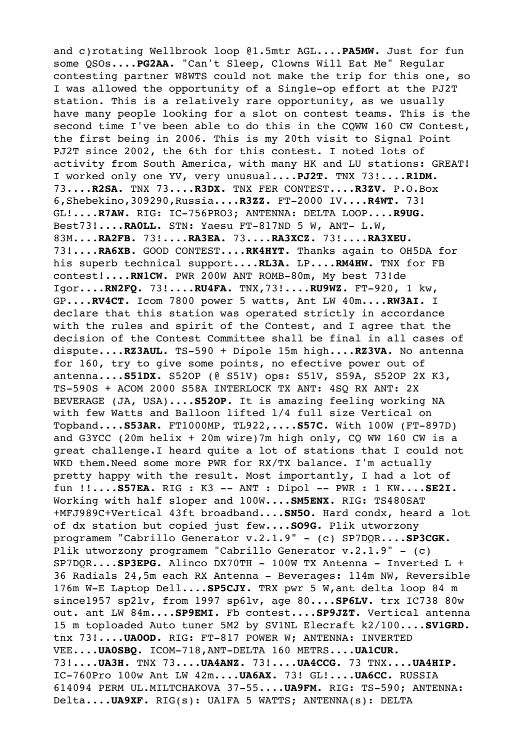and c)rotating Wellbrook loop @1.5mtr AGL....**PA5MW.** Just for fun some QSOs....**PG2AA.** "Can't Sleep, Clowns Will Eat Me" Regular contesting partner W8WTS could not make the trip for this one, so I was allowed the opportunity of a Single-op effort at the PJ2T station. This is a relatively rare opportunity, as we usually have many people looking for a slot on contest teams. This is the second time I've been able to do this in the CQWW 160 CW Contest, the first being in 2006. This is my 20th visit to Signal Point PJ2T since 2002, the 6th for this contest. I noted lots of activity from South America, with many HK and LU stations: GREAT! I worked only one YV, very unusual....**PJ2T.** TNX 73!....**R1DM.** 73....**R2SA.** TNX 73....**R3DX.** TNX FER CONTEST....**R3ZV.** P.O.Box 6,Shebekino,309290,Russia....**R3ZZ.** FT-2000 IV....**R4WT.** 73! GL!....**R7AW.** RIG: IC-756PRO3; ANTENNA: DELTA LOOP....**R9UG.** Best73!....**RA0LL.** STN: Yaesu FT-817ND 5 W, ANT- L.W, 83M....**RA2FB.** 73!....**RA3EA.** 73....**RA3XCZ.** 73!....**RA3XEU.** 73!....**RA6XB.** GOOD CONTEST....**RK4HYT.** Thanks again to OH5DA for his superb technical support....**RL3A.** LP....**RM4HW.** TNX for FB contest!....**RN1CW.** PWR 200W ANT ROMB-80m, My best 73!de Igor....**RN2FQ.** 73!....**RU4FA.** TNX,73!....**RU9WZ.** FT-920, 1 kw, GP....**RV4CT.** Icom 7800 power 5 watts, Ant LW 40m....**RW3AI.** I declare that this station was operated strictly in accordance with the rules and spirit of the Contest, and I agree that the decision of the Contest Committee shall be final in all cases of dispute....**RZ3AUL.** TS-590 + Dipole 15m high....**RZ3VA.** No antenna for 160, try to give some points, no efective power out of antenna....**S51DX.** S52OP (@ S51V) ops: S51V, S59A, S52OP 2X K3, TS-590S + ACOM 2000 S58A INTERLOCK TX ANT: 4SQ RX ANT: 2X BEVERAGE (JA, USA)....**S52OP.** It is amazing feeling working NA with few Watts and Balloon lifted l/4 full size Vertical on Topband....**S53AR.** FT1000MP, TL922,....**S57C.** With 100W (FT-897D) and G3YCC (20m helix + 20m wire)7m high only, CQ WW 160 CW is a great challenge.I heard quite a lot of stations that I could not WKD them.Need some more PWR for RX/TX balance. I'm actually pretty happy with the result. Most importantly, I had a lot of fun !!....**S57EA.** RIG : K3 -- ANT : Dipol -- PWR : 1 KW....**SE2I.** Working with half sloper and 100W....**SM5ENX.** RIG: TS480SAT +MFJ989C+Vertical 43ft broadband....**SN5O.** Hard condx, heard a lot of dx station but copied just few....**SO9G.** Plik utworzony programem "Cabrillo Generator v.2.1.9" - (c) SP7DQR....**SP3CGK.** Plik utworzony programem "Cabrillo Generator v.2.1.9" - (c) SP7DQR....**SP3EPG.** Alinco DX70TH - 100W TX Antenna - Inverted L + 36 Radials 24,5m each RX Antenna - Beverages: 114m NW, Reversible 176m W-E Laptop Dell....**SP5CJY.** TRX pwr 5 W,ant delta loop 84 m since1957 sp2lv, from 1997 sp6lv, age 80....**SP6LV.** trx IC738 80w out. ant LW 84m....**SP9EMI.** Fb contest....**SP9JZT.** Vertical antenna 15 m toploaded Auto tuner 5M2 by SV1NL Elecraft k2/100....**SV1GRD.** tnx 73!....**UA0OD.** RIG: FT-817 POWER W; ANTENNA: INVERTED VEE....**UA0SBQ.** ICOM-718,ANT-DELTA 160 METRS....**UA1CUR.** 73!....**UA3H.** TNX 73....**UA4ANZ.** 73!....**UA4CCG.** 73 TNX....**UA4HIP.** IC-760Pro 100w Ant LW 42m....**UA6AX.** 73! GL!....**UA6CC.** RUSSIA 614094 PERM UL.MILTCHAKOVA 37-55....**UA9FM.** RIG: TS-590; ANTENNA: Delta....**UA9XF.** RIG(s): UA1FA 5 WATTS; ANTENNA(s): DELTA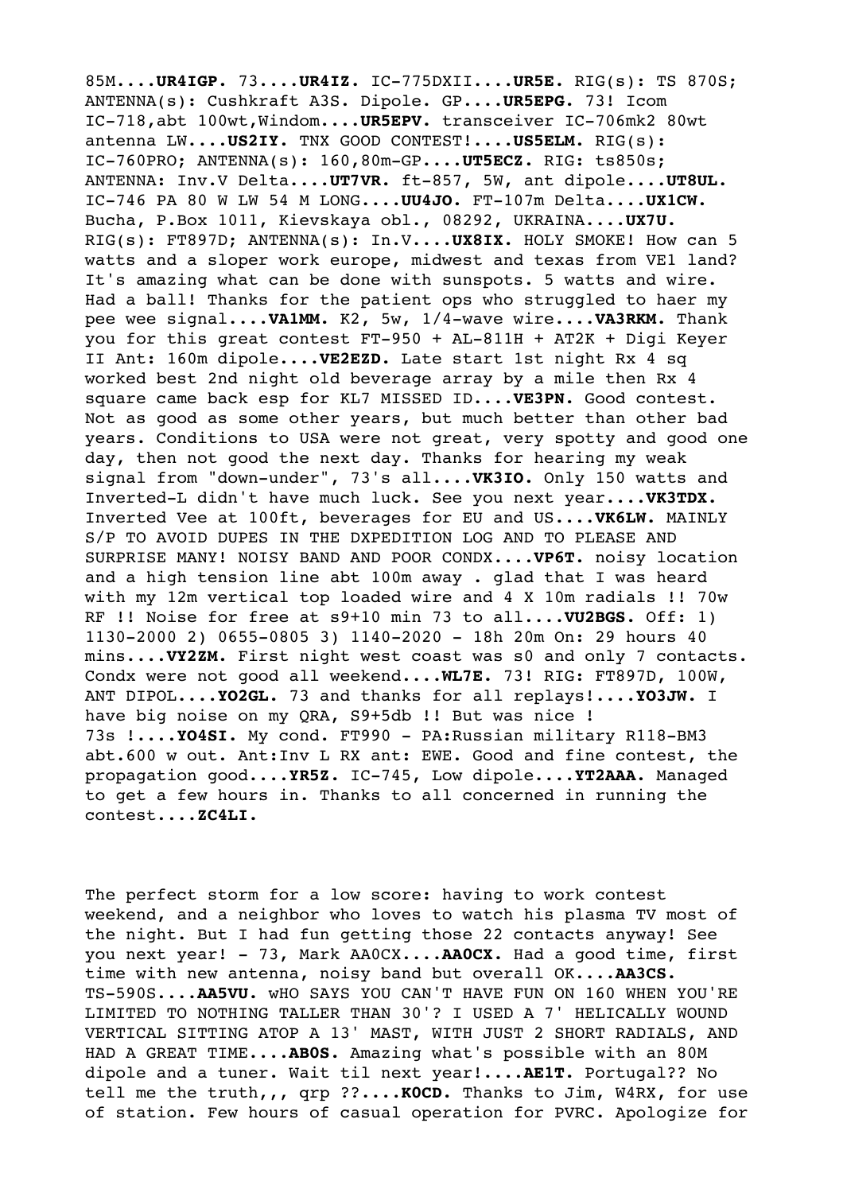85M....**UR4IGP.** 73....**UR4IZ.** IC-775DXII....**UR5E.** RIG(s): TS 870S; ANTENNA(s): Cushkraft A3S. Dipole. GP....**UR5EPG.** 73! Icom IC-718,abt 100wt,Windom....**UR5EPV.** transceiver IC-706mk2 80wt antenna LW....**US2IY.** TNX GOOD CONTEST!....**US5ELM.** RIG(s): IC-760PRO; ANTENNA(s): 160,80m-GP....**UT5ECZ.** RIG: ts850s; ANTENNA: Inv.V Delta....**UT7VR.** ft-857, 5W, ant dipole....**UT8UL.** IC-746 PA 80 W LW 54 M LONG....**UU4JO.** FT-107m Delta....**UX1CW.** Bucha, P.Box 1011, Kievskaya obl., 08292, UKRAINA....**UX7U.** RIG(s): FT897D; ANTENNA(s): In.V....**UX8IX.** HOLY SMOKE! How can 5 watts and a sloper work europe, midwest and texas from VE1 land? It's amazing what can be done with sunspots. 5 watts and wire. Had a ball! Thanks for the patient ops who struggled to haer my pee wee signal....**VA1MM.** K2, 5w, 1/4-wave wire....**VA3RKM.** Thank you for this great contest FT-950 + AL-811H + AT2K + Digi Keyer II Ant: 160m dipole....**VE2EZD.** Late start 1st night Rx 4 sq worked best 2nd night old beverage array by a mile then Rx 4 square came back esp for KL7 MISSED ID....**VE3PN.** Good contest. Not as good as some other years, but much better than other bad years. Conditions to USA were not great, very spotty and good one day, then not good the next day. Thanks for hearing my weak signal from "down-under", 73's all....**VK3IO.** Only 150 watts and Inverted-L didn't have much luck. See you next year....**VK3TDX.** Inverted Vee at 100ft, beverages for EU and US....**VK6LW.** MAINLY S/P TO AVOID DUPES IN THE DXPEDITION LOG AND TO PLEASE AND SURPRISE MANY! NOISY BAND AND POOR CONDX....**VP6T.** noisy location and a high tension line abt 100m away . glad that I was heard with my 12m vertical top loaded wire and 4 X 10m radials !! 70w RF !! Noise for free at s9+10 min 73 to all....**VU2BGS.** Off: 1) 1130-2000 2) 0655-0805 3) 1140-2020 - 18h 20m On: 29 hours 40 mins....**VY2ZM.** First night west coast was s0 and only 7 contacts. Condx were not good all weekend....**WL7E.** 73! RIG: FT897D, 100W, ANT DIPOL....**YO2GL.** 73 and thanks for all replays!....**YO3JW.** I have big noise on my QRA, S9+5db !! But was nice ! 73s !....**YO4SI.** My cond. FT990 - PA:Russian military R118-BM3 abt.600 w out. Ant:Inv L RX ant: EWE. Good and fine contest, the propagation good....**YR5Z.** IC-745, Low dipole....**YT2AAA.** Managed to get a few hours in. Thanks to all concerned in running the contest....**ZC4LI.**

The perfect storm for a low score: having to work contest weekend, and a neighbor who loves to watch his plasma TV most of the night. But I had fun getting those 22 contacts anyway! See you next year! - 73, Mark AA0CX....**AA0CX.** Had a good time, first time with new antenna, noisy band but overall OK....**AA3CS.** TS-590S....**AA5VU.** wHO SAYS YOU CAN'T HAVE FUN ON 160 WHEN YOU'RE LIMITED TO NOTHING TALLER THAN 30'? I USED A 7' HELICALLY WOUND VERTICAL SITTING ATOP A 13' MAST, WITH JUST 2 SHORT RADIALS, AND HAD A GREAT TIME....**AB0S.** Amazing what's possible with an 80M dipole and a tuner. Wait til next year!....**AE1T.** Portugal?? No tell me the truth,,, qrp ??....**K0CD.** Thanks to Jim, W4RX, for use of station. Few hours of casual operation for PVRC. Apologize for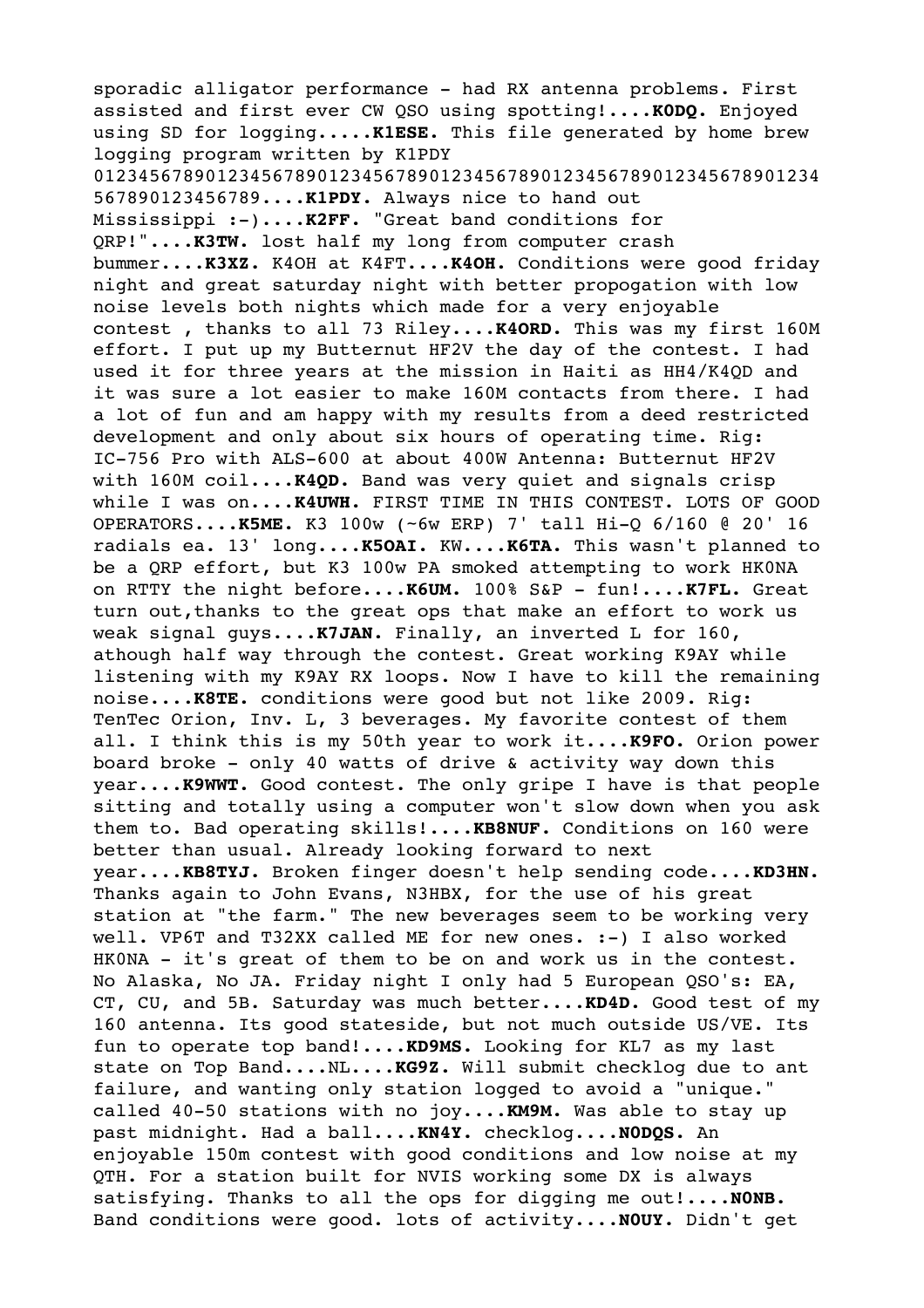sporadic alligator performance - had RX antenna problems. First assisted and first ever CW QSO using spotting!....**K0DQ.** Enjoyed using SD for logging.....**K1ESE.** This file generated by home brew logging program written by K1PDY 01234567890123456789012345678901234567890123456789012345678901234567890123456789....**K1PDY.** Always nice to hand out Mississippi :-)....**K2FF.** "Great band conditions for QRP!"....**K3TW.** lost half my long from computer crash bummer....**K3XZ.** K4OH at K4FT....**K4OH.** Conditions were good friday night and great saturday night with better propogation with low noise levels both nights which made for a very enjoyable contest , thanks to all 73 Riley....**K4ORD.** This was my first 160M effort. I put up my Butternut HF2V the day of the contest. I had used it for three years at the mission in Haiti as HH4/K4QD and it was sure a lot easier to make 160M contacts from there. I had a lot of fun and am happy with my results from a deed restricted development and only about six hours of operating time. Rig: IC-756 Pro with ALS-600 at about 400W Antenna: Butternut HF2V with 160M coil....**K4QD.** Band was very quiet and signals crisp while I was on....**K4UWH.** FIRST TIME IN THIS CONTEST. LOTS OF GOOD OPERATORS....**K5ME.** K3 100w (~6w ERP) 7' tall Hi-Q 6/160 @ 20' 16 radials ea. 13' long....**K5OAI.** KW....**K6TA.** This wasn't planned to be a QRP effort, but K3 100w PA smoked attempting to work HK0NA on RTTY the night before....**K6UM.** 100% S&P - fun!....**K7FL.** Great turn out,thanks to the great ops that make an effort to work us weak signal guys....**K7JAN.** Finally, an inverted L for 160, athough half way through the contest. Great working K9AY while listening with my K9AY RX loops. Now I have to kill the remaining noise....**K8TE.** conditions were good but not like 2009. Rig: TenTec Orion, Inv. L, 3 beverages. My favorite contest of them all. I think this is my 50th year to work it....**K9FO.** Orion power board broke - only 40 watts of drive & activity way down this year....**K9WWT.** Good contest. The only gripe I have is that people sitting and totally using a computer won't slow down when you ask them to. Bad operating skills!....**KB8NUF.** Conditions on 160 were better than usual. Already looking forward to next year....**KB8TYJ.** Broken finger doesn't help sending code....**KD3HN.** Thanks again to John Evans, N3HBX, for the use of his great station at "the farm." The new beverages seem to be working very well. VP6T and T32XX called ME for new ones. :-) I also worked HK0NA - it's great of them to be on and work us in the contest. No Alaska, No JA. Friday night I only had 5 European QSO's: EA, CT, CU, and 5B. Saturday was much better....**KD4D.** Good test of my 160 antenna. Its good stateside, but not much outside US/VE. Its fun to operate top band!....**KD9MS.** Looking for KL7 as my last state on Top Band....NL....**KG9Z.** Will submit checklog due to ant failure, and wanting only station logged to avoid a "unique." called 40-50 stations with no joy....**KM9M.** Was able to stay up past midnight. Had a ball....**KN4Y.** checklog....**N0DQS.** An enjoyable 150m contest with good conditions and low noise at my QTH. For a station built for NVIS working some DX is always satisfying. Thanks to all the ops for digging me out!....**N0NB.** Band conditions were good. lots of activity....**N0UY.** Didn't get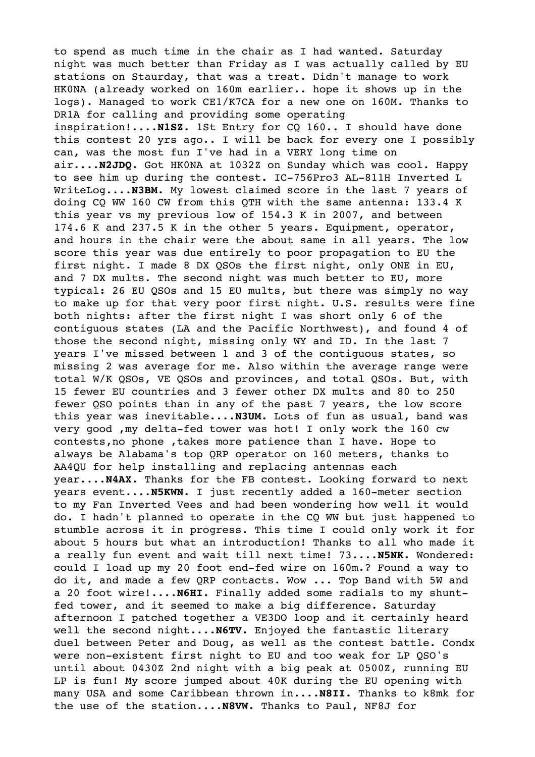to spend as much time in the chair as I had wanted. Saturday night was much better than Friday as I was actually called by EU stations on Staurday, that was a treat. Didn't manage to work HK0NA (already worked on 160m earlier.. hope it shows up in the logs). Managed to work CE1/K7CA for a new one on 160M. Thanks to DR1A for calling and providing some operating inspiration!....**N1SZ.** 1St Entry for CQ 160.. I should have done this contest 20 yrs ago.. I will be back for every one I possibly can, was the most fun I've had in a VERY long time on air....**N2JDQ.** Got HK0NA at 1032Z on Sunday which was cool. Happy to see him up during the contest. IC-756Pro3 AL-811H Inverted L WriteLog....**N3BM.** My lowest claimed score in the last 7 years of doing CQ WW 160 CW from this QTH with the same antenna: 133.4 K this year vs my previous low of 154.3 K in 2007, and between 174.6 K and 237.5 K in the other 5 years. Equipment, operator, and hours in the chair were the about same in all years. The low score this year was due entirely to poor propagation to EU the first night. I made 8 DX QSOs the first night, only ONE in EU, and 7 DX mults. The second night was much better to EU, more typical: 26 EU QSOs and 15 EU mults, but there was simply no way to make up for that very poor first night. U.S. results were fine both nights: after the first night I was short only 6 of the contiguous states (LA and the Pacific Northwest), and found 4 of those the second night, missing only WY and ID. In the last 7 years I've missed between 1 and 3 of the contiguous states, so missing 2 was average for me. Also within the average range were total W/K QSOs, VE QSOs and provinces, and total QSOs. But, with 15 fewer EU countries and 3 fewer other DX mults and 80 to 250 fewer QSO points than in any of the past 7 years, the low score this year was inevitable....**N3UM.** Lots of fun as usual, band was very good ,my delta-fed tower was hot! I only work the 160 cw contests,no phone ,takes more patience than I have. Hope to always be Alabama's top QRP operator on 160 meters, thanks to AA4QU for help installing and replacing antennas each year....**N4AX.** Thanks for the FB contest. Looking forward to next years event....**N5KWN.** I just recently added a 160-meter section to my Fan Inverted Vees and had been wondering how well it would do. I hadn't planned to operate in the CQ WW but just happened to stumble across it in progress. This time I could only work it for about 5 hours but what an introduction! Thanks to all who made it a really fun event and wait till next time! 73....**N5NK.** Wondered: could I load up my 20 foot end-fed wire on 160m.? Found a way to do it, and made a few QRP contacts. Wow ... Top Band with 5W and a 20 foot wire!....**N6HI.** Finally added some radials to my shunt-fed tower, and it seemed to make a big difference. Saturday afternoon I patched together a VE3DO loop and it certainly heard well the second night....**N6TV.** Enjoyed the fantastic literary duel between Peter and Doug, as well as the contest battle. Condx were non-existent first night to EU and too weak for LP QSO's until about 0430Z 2nd night with a big peak at 0500Z, running EU LP is fun! My score jumped about 40K during the EU opening with many USA and some Caribbean thrown in....**N8II.** Thanks to k8mk for the use of the station....**N8VW.** Thanks to Paul, NF8J for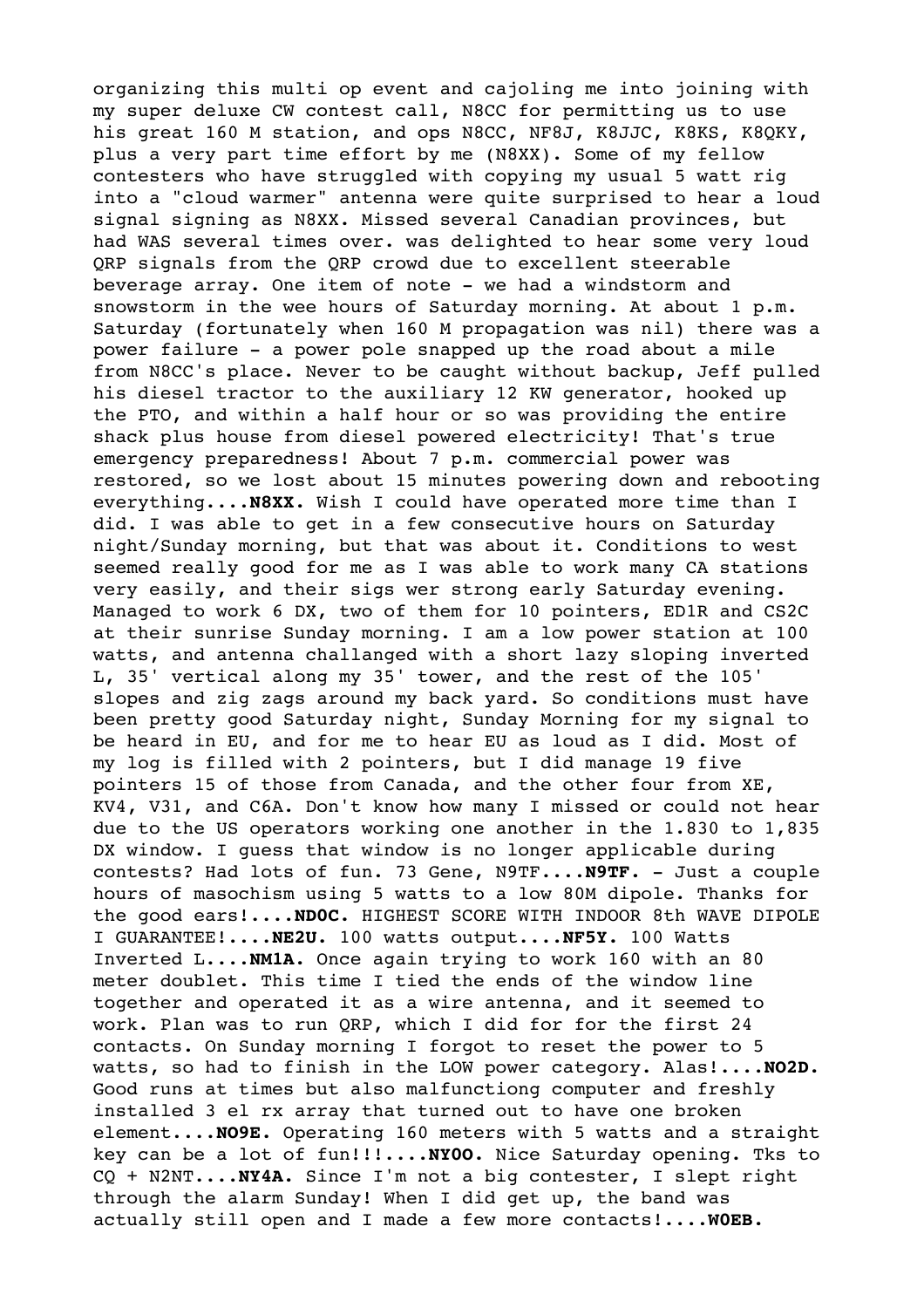organizing this multi op event and cajoling me into joining with my super deluxe CW contest call, N8CC for permitting us to use his great 160 M station, and ops N8CC, NF8J, K8JJC, K8KS, K8QKY, plus a very part time effort by me (N8XX). Some of my fellow contesters who have struggled with copying my usual 5 watt rig into a "cloud warmer" antenna were quite surprised to hear a loud signal signing as N8XX. Missed several Canadian provinces, but had WAS several times over. was delighted to hear some very loud QRP signals from the QRP crowd due to excellent steerable beverage array. One item of note - we had a windstorm and snowstorm in the wee hours of Saturday morning. At about 1 p.m. Saturday (fortunately when 160 M propagation was nil) there was a power failure - a power pole snapped up the road about a mile from N8CC's place. Never to be caught without backup, Jeff pulled his diesel tractor to the auxiliary 12 KW generator, hooked up the PTO, and within a half hour or so was providing the entire shack plus house from diesel powered electricity! That's true emergency preparedness! About 7 p.m. commercial power was restored, so we lost about 15 minutes powering down and rebooting everything....**N8XX.** Wish I could have operated more time than I did. I was able to get in a few consecutive hours on Saturday night/Sunday morning, but that was about it. Conditions to west seemed really good for me as I was able to work many CA stations very easily, and their sigs wer strong early Saturday evening. Managed to work 6 DX, two of them for 10 pointers, ED1R and CS2C at their sunrise Sunday morning. I am a low power station at 100 watts, and antenna challanged with a short lazy sloping inverted L, 35' vertical along my 35' tower, and the rest of the 105' slopes and zig zags around my back yard. So conditions must have been pretty good Saturday night, Sunday Morning for my signal to be heard in EU, and for me to hear EU as loud as I did. Most of my log is filled with 2 pointers, but I did manage 19 five pointers 15 of those from Canada, and the other four from XE, KV4, V31, and C6A. Don't know how many I missed or could not hear due to the US operators working one another in the 1.830 to 1,835 DX window. I guess that window is no longer applicable during contests? Had lots of fun. 73 Gene, N9TF....**N9TF.** - Just a couple hours of masochism using 5 watts to a low 80M dipole. Thanks for the good ears!....**ND0C.** HIGHEST SCORE WITH INDOOR 8th WAVE DIPOLE I GUARANTEE!....**NE2U.** 100 watts output....**NF5Y.** 100 Watts Inverted L....**NM1A.** Once again trying to work 160 with an 80 meter doublet. This time I tied the ends of the window line together and operated it as a wire antenna, and it seemed to work. Plan was to run QRP, which I did for for the first 24 contacts. On Sunday morning I forgot to reset the power to 5 watts, so had to finish in the LOW power category. Alas!....**NO2D.** Good runs at times but also malfunctiong computer and freshly installed 3 el rx array that turned out to have one broken element....**NO9E.** Operating 160 meters with 5 watts and a straight key can be a lot of fun!!!....**NY0O.** Nice Saturday opening. Tks to CQ + N2NT....**NY4A.** Since I'm not a big contester, I slept right through the alarm Sunday! When I did get up, the band was actually still open and I made a few more contacts!....**W0EB.**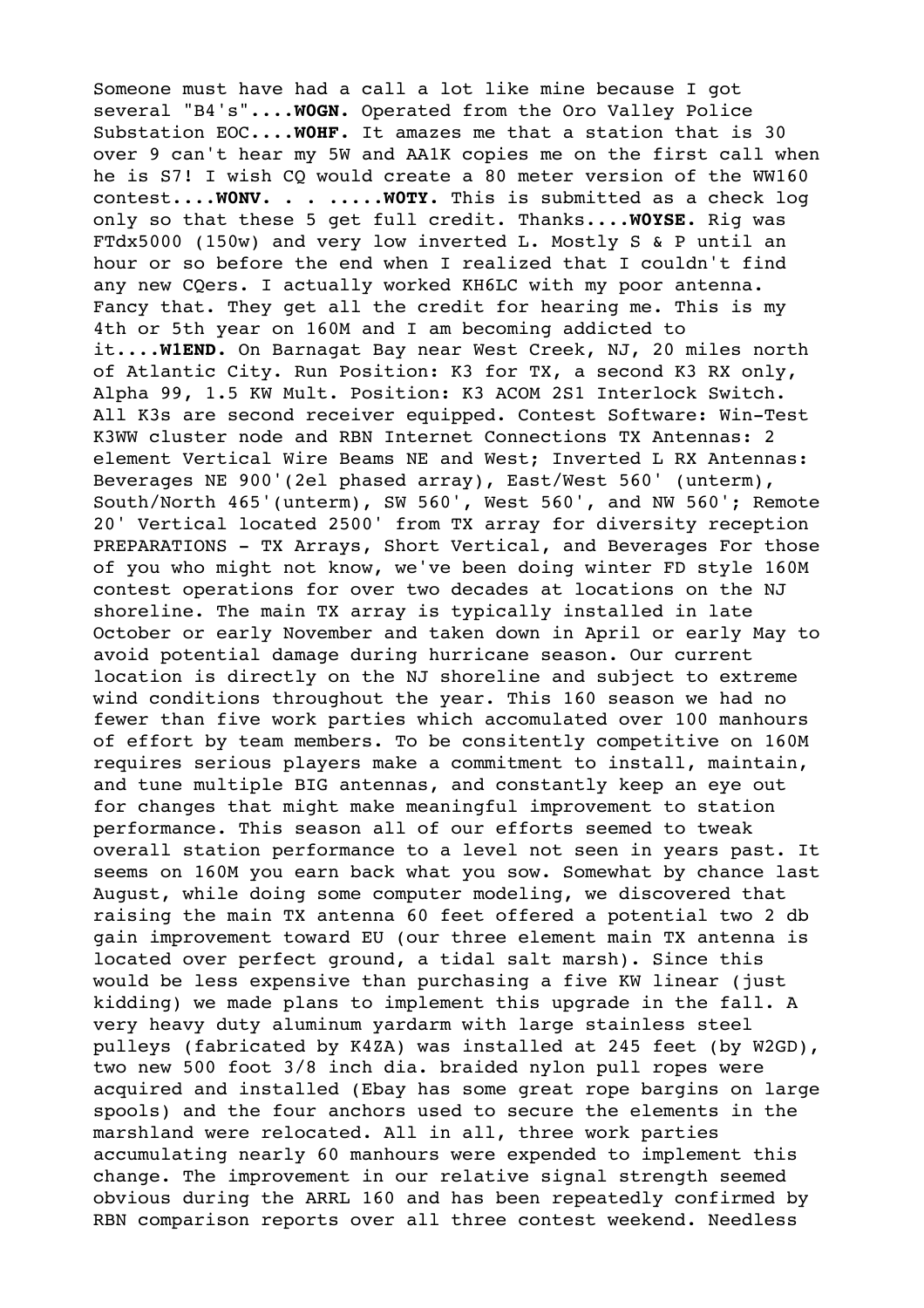Someone must have had a call a lot like mine because I got several "B4's"....**W0GN.** Operated from the Oro Valley Police Substation EOC....**W0HF.** It amazes me that a station that is 30 over 9 can't hear my 5W and AA1K copies me on the first call when he is S7! I wish CQ would create a 80 meter version of the WW160 contest....**W0NV.** . . .....**W0TY.** This is submitted as a check log only so that these 5 get full credit. Thanks....**W0YSE.** Rig was FTdx5000 (150w) and very low inverted L. Mostly S & P until an hour or so before the end when I realized that I couldn't find any new CQers. I actually worked KH6LC with my poor antenna. Fancy that. They get all the credit for hearing me. This is my 4th or 5th year on 160M and I am becoming addicted to it....**W1END.** On Barnagat Bay near West Creek, NJ, 20 miles north of Atlantic City. Run Position: K3 for TX, a second K3 RX only, Alpha 99, 1.5 KW Mult. Position: K3 ACOM 2S1 Interlock Switch. All K3s are second receiver equipped. Contest Software: Win-Test K3WW cluster node and RBN Internet Connections TX Antennas: 2 element Vertical Wire Beams NE and West; Inverted L RX Antennas: Beverages NE 900'(2el phased array), East/West 560' (unterm), South/North 465'(unterm), SW 560', West 560', and NW 560'; Remote 20' Vertical located 2500' from TX array for diversity reception PREPARATIONS - TX Arrays, Short Vertical, and Beverages For those of you who might not know, we've been doing winter FD style 160M contest operations for over two decades at locations on the NJ shoreline. The main TX array is typically installed in late October or early November and taken down in April or early May to avoid potential damage during hurricane season. Our current location is directly on the NJ shoreline and subject to extreme wind conditions throughout the year. This 160 season we had no fewer than five work parties which accomulated over 100 manhours of effort by team members. To be consitently competitive on 160M requires serious players make a commitment to install, maintain, and tune multiple BIG antennas, and constantly keep an eye out for changes that might make meaningful improvement to station performance. This season all of our efforts seemed to tweak overall station performance to a level not seen in years past. It seems on 160M you earn back what you sow. Somewhat by chance last August, while doing some computer modeling, we discovered that raising the main TX antenna 60 feet offered a potential two 2 db gain improvement toward EU (our three element main TX antenna is located over perfect ground, a tidal salt marsh). Since this would be less expensive than purchasing a five KW linear (just kidding) we made plans to implement this upgrade in the fall. A very heavy duty aluminum yardarm with large stainless steel pulleys (fabricated by K4ZA) was installed at 245 feet (by W2GD), two new 500 foot 3/8 inch dia. braided nylon pull ropes were acquired and installed (Ebay has some great rope bargins on large spools) and the four anchors used to secure the elements in the marshland were relocated. All in all, three work parties accumulating nearly 60 manhours were expended to implement this change. The improvement in our relative signal strength seemed obvious during the ARRL 160 and has been repeatedly confirmed by RBN comparison reports over all three contest weekend. Needless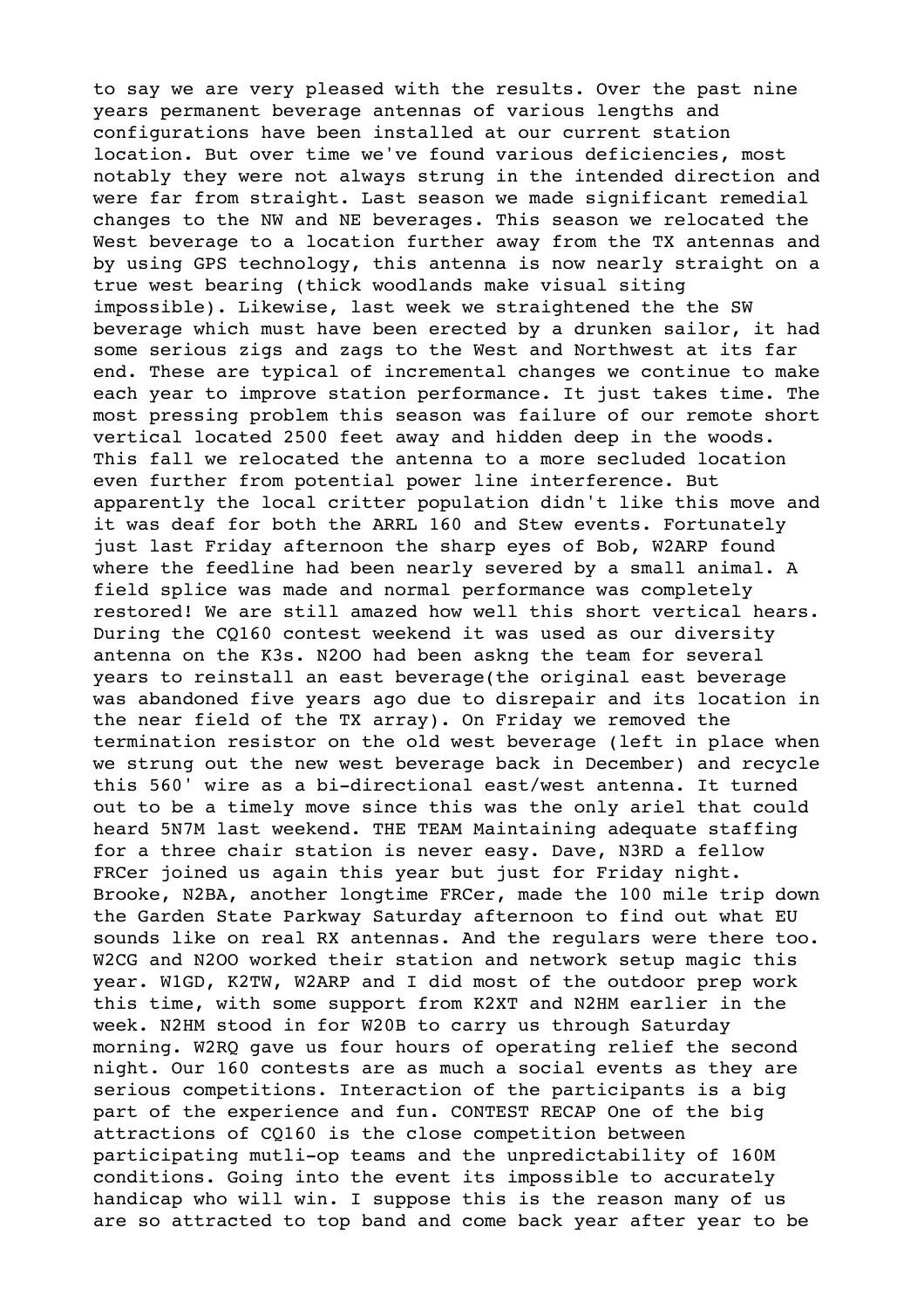to say we are very pleased with the results. Over the past nine years permanent beverage antennas of various lengths and configurations have been installed at our current station location. But over time we've found various deficiencies, most notably they were not always strung in the intended direction and were far from straight. Last season we made significant remedial changes to the NW and NE beverages. This season we relocated the West beverage to a location further away from the TX antennas and by using GPS technology, this antenna is now nearly straight on a true west bearing (thick woodlands make visual siting impossible). Likewise, last week we straightened the the SW beverage which must have been erected by a drunken sailor, it had some serious zigs and zags to the West and Northwest at its far end. These are typical of incremental changes we continue to make each year to improve station performance. It just takes time. The most pressing problem this season was failure of our remote short vertical located 2500 feet away and hidden deep in the woods. This fall we relocated the antenna to a more secluded location even further from potential power line interference. But apparently the local critter population didn't like this move and it was deaf for both the ARRL 160 and Stew events. Fortunately just last Friday afternoon the sharp eyes of Bob, W2ARP found where the feedline had been nearly severed by a small animal. A field splice was made and normal performance was completely restored! We are still amazed how well this short vertical hears. During the CQ160 contest weekend it was used as our diversity antenna on the K3s. N2OO had been askng the team for several years to reinstall an east beverage(the original east beverage was abandoned five years ago due to disrepair and its location in the near field of the TX array). On Friday we removed the termination resistor on the old west beverage (left in place when we strung out the new west beverage back in December) and recycle this 560' wire as a bi-directional east/west antenna. It turned out to be a timely move since this was the only ariel that could heard 5N7M last weekend.

THE TEAM

Maintaining adequate staffing for a three chair station is never easy. Dave, N3RD a fellow FRCer joined us again this year but just for Friday night. Brooke, N2BA, another longtime FRCer, made the 100 mile trip down the Garden State Parkway Saturday afternoon to find out what EU sounds like on real RX antennas. And the regulars were there too. W2CG and N2OO worked their station and network setup magic this year. W1GD, K2TW, W2ARP and I did most of the outdoor prep work this time, with some support from K2XT and N2HM earlier in the week. N2HM stood in for W20B to carry us through Saturday morning. W2RQ gave us four hours of operating relief the second night. Our 160 contests are as much a social events as they are serious competitions. Interaction of the participants is a big part of the experience and fun.

CONTEST RECAP

One of the big attractions of CQ160 is the close competition between participating mutli-op teams and the unpredictability of 160M conditions. Going into the event its impossible to accurately handicap who will win. I suppose this is the reason many of us are so attracted to top band and come back year after year to be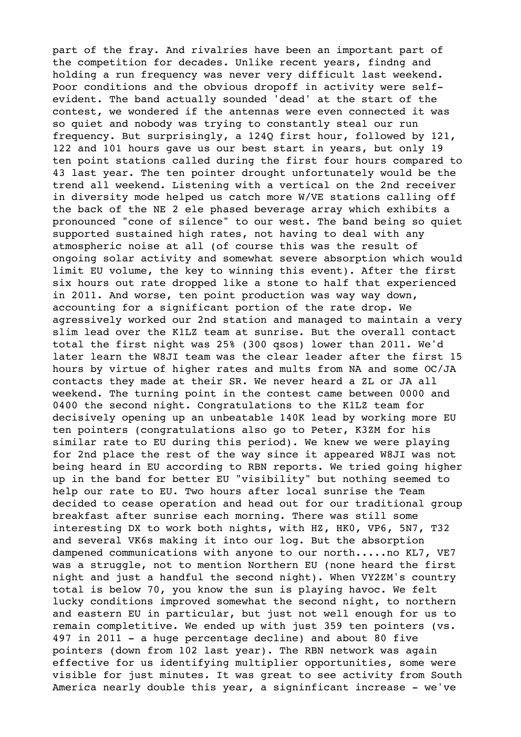part of the fray. And rivalries have been an important part of the competition for decades. Unlike recent years, findng and holding a run frequency was never very difficult last weekend. Poor conditions and the obvious dropoff in activity were self-evident. The band actually sounded 'dead' at the start of the contest, we wondered if the antennas were even connected it was so quiet and nobody was trying to constantly steal our run frequency. But surprisingly, a 124Q first hour, followed by 121, 122 and 101 hours gave us our best start in years, but only 19 ten point stations called during the first four hours compared to 43 last year. The ten pointer drought unfortunately would be the trend all weekend. Listening with a vertical on the 2nd receiver in diversity mode helped us catch more W/VE stations calling off the back of the NE 2 ele phased beverage array which exhibits a pronounced "cone of silence" to our west. The band being so quiet supported sustained high rates, not having to deal with any atmospheric noise at all (of course this was the result of ongoing solar activity and somewhat severe absorption which would limit EU volume, the key to winning this event). After the first six hours out rate dropped like a stone to half that experienced in 2011. And worse, ten point production was way way down, accounting for a significant portion of the rate drop. We agressively worked our 2nd station and managed to maintain a very slim lead over the K1LZ team at sunrise. But the overall contact total the first night was 25% (300 qsos) lower than 2011. We'd later learn the W8JI team was the clear leader after the first 15 hours by virtue of higher rates and mults from NA and some OC/JA contacts they made at their SR. We never heard a ZL or JA all weekend. The turning point in the contest came between 0000 and 0400 the second night. Congratulations to the K1LZ team for decisively opening up an unbeatable 140K lead by working more EU ten pointers (congratulations also go to Peter, K3ZM for his similar rate to EU during this period). We knew we were playing for 2nd place the rest of the way since it appeared W8JI was not being heard in EU according to RBN reports. We tried going higher up in the band for better EU "visibility" but nothing seemed to help our rate to EU. Two hours after local sunrise the Team decided to cease operation and head out for our traditional group breakfast after sunrise each morning. There was still some interesting DX to work both nights, with HZ, HK0, VP6, 5N7, T32 and several VK6s making it into our log. But the absorption dampened communications with anyone to our north.....no KL7, VE7 was a struggle, not to mention Northern EU (none heard the first night and just a handful the second night). When VY2ZM's country total is below 70, you know the sun is playing havoc. We felt lucky conditions improved somewhat the second night, to northern and eastern EU in particular, but just not well enough for us to remain completitive. We ended up with just 359 ten pointers (vs. 497 in 2011 - a huge percentage decline) and about 80 five pointers (down from 102 last year). The RBN network was again effective for us identifying multiplier opportunities, some were visible for just minutes. It was great to see activity from South America nearly double this year, a signinficant increase - we've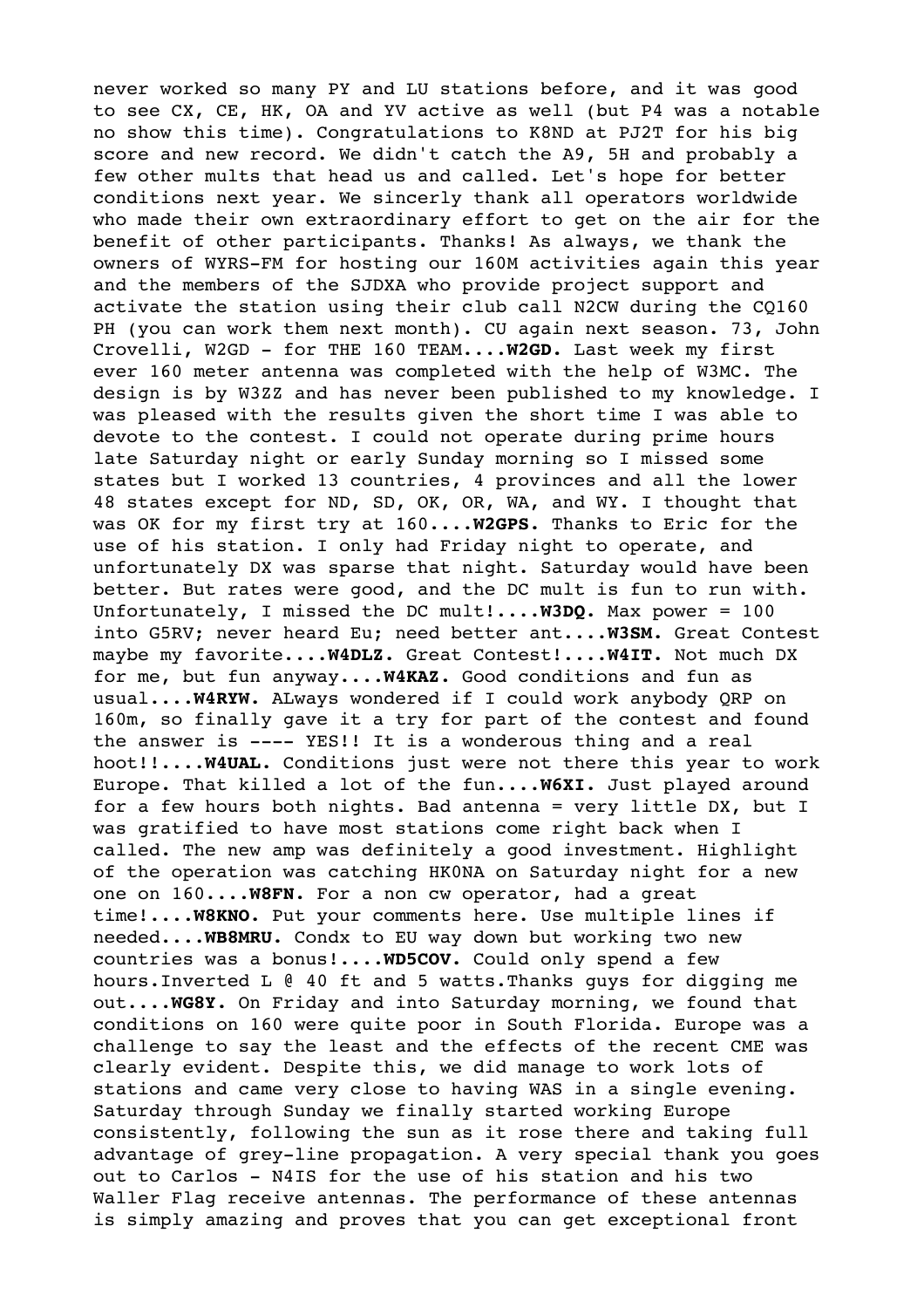never worked so many PY and LU stations before, and it was good to see CX, CE, HK, OA and YV active as well (but P4 was a notable no show this time). Congratulations to K8ND at PJ2T for his big score and new record. We didn't catch the A9, 5H and probably a few other mults that head us and called. Let's hope for better conditions next year. We sincerly thank all operators worldwide who made their own extraordinary effort to get on the air for the benefit of other participants. Thanks! As always, we thank the owners of WYRS-FM for hosting our 160M activities again this year and the members of the SJDXA who provide project support and activate the station using their club call N2CW during the CQ160 PH (you can work them next month). CU again next season. 73, John Crovelli, W2GD - for THE 160 TEAM....**W2GD.** Last week my first ever 160 meter antenna was completed with the help of W3MC. The design is by W3ZZ and has never been published to my knowledge. I was pleased with the results given the short time I was able to devote to the contest. I could not operate during prime hours late Saturday night or early Sunday morning so I missed some states but I worked 13 countries, 4 provinces and all the lower 48 states except for ND, SD, OK, OR, WA, and WY. I thought that was OK for my first try at 160....**W2GPS.** Thanks to Eric for the use of his station. I only had Friday night to operate, and unfortunately DX was sparse that night. Saturday would have been better. But rates were good, and the DC mult is fun to run with. Unfortunately, I missed the DC mult!....**W3DQ.** Max power = 100 into G5RV; never heard Eu; need better ant....**W3SM.** Great Contest maybe my favorite....**W4DLZ.** Great Contest!....**W4IT.** Not much DX for me, but fun anyway....**W4KAZ.** Good conditions and fun as usual....**W4RYW.** ALways wondered if I could work anybody QRP on 160m, so finally gave it a try for part of the contest and found the answer is ---- YES!! It is a wonderous thing and a real hoot!!....**W4UAL.** Conditions just were not there this year to work Europe. That killed a lot of the fun....**W6XI.** Just played around for a few hours both nights. Bad antenna = very little DX, but I was gratified to have most stations come right back when I called. The new amp was definitely a good investment. Highlight of the operation was catching HK0NA on Saturday night for a new one on 160....**W8FN.** For a non cw operator, had a great time!....**W8KNO.** Put your comments here. Use multiple lines if needed....**WB8MRU.** Condx to EU way down but working two new countries was a bonus!....**WD5COV.** Could only spend a few hours.Inverted L @ 40 ft and 5 watts.Thanks guys for digging me out....**WG8Y.** On Friday and into Saturday morning, we found that conditions on 160 were quite poor in South Florida. Europe was a challenge to say the least and the effects of the recent CME was clearly evident. Despite this, we did manage to work lots of stations and came very close to having WAS in a single evening. Saturday through Sunday we finally started working Europe consistently, following the sun as it rose there and taking full advantage of grey-line propagation. A very special thank you goes out to Carlos - N4IS for the use of his station and his two Waller Flag receive antennas. The performance of these antennas is simply amazing and proves that you can get exceptional front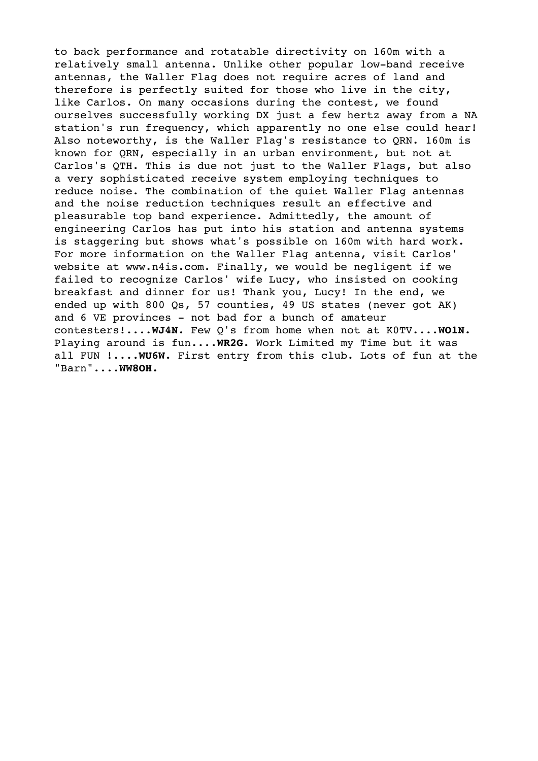to back performance and rotatable directivity on 160m with a relatively small antenna. Unlike other popular low-band receive antennas, the Waller Flag does not require acres of land and therefore is perfectly suited for those who live in the city, like Carlos. On many occasions during the contest, we found ourselves successfully working DX just a few hertz away from a NA station's run frequency, which apparently no one else could hear! Also noteworthy, is the Waller Flag's resistance to QRN. 160m is known for QRN, especially in an urban environment, but not at Carlos's QTH. This is due not just to the Waller Flags, but also a very sophisticated receive system employing techniques to reduce noise. The combination of the quiet Waller Flag antennas and the noise reduction techniques result an effective and pleasurable top band experience. Admittedly, the amount of engineering Carlos has put into his station and antenna systems is staggering but shows what's possible on 160m with hard work. For more information on the Waller Flag antenna, visit Carlos' website at www.n4is.com. Finally, we would be negligent if we failed to recognize Carlos' wife Lucy, who insisted on cooking breakfast and dinner for us! Thank you, Lucy! In the end, we ended up with 800 Qs, 57 counties, 49 US states (never got AK) and 6 VE provinces - not bad for a bunch of amateur contesters!....**WJ4N.** Few Q's from home when not at K0TV....**WO1N.** Playing around is fun....**WR2G.** Work Limited my Time but it was all FUN !....**WU6W.** First entry from this club. Lots of fun at the "Barn"....**WW8OH.**